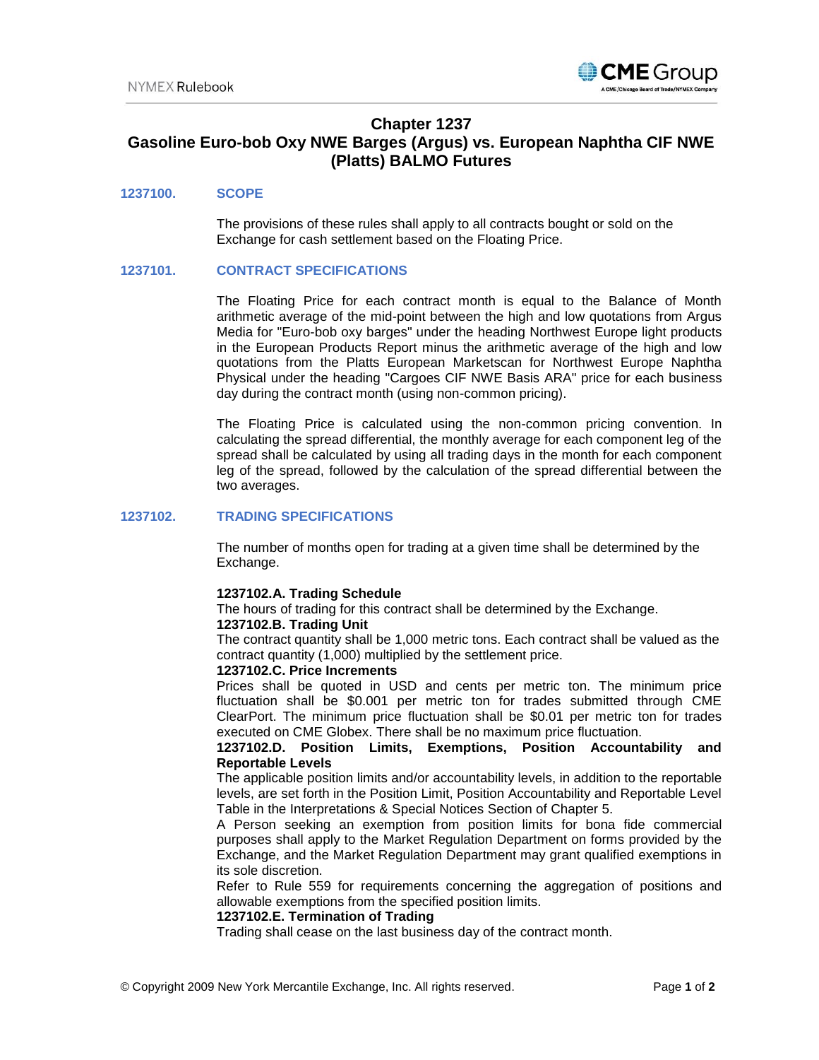# Chapter 1237
# Gasoline Euro-bob Oxy NWE Barges (Argus) vs. European Naphtha CIF NWE (Platts) BALMO Futures

## 1237100. SCOPE

The provisions of these rules shall apply to all contracts bought or sold on the Exchange for cash settlement based on the Floating Price.

## 1237101. CONTRACT SPECIFICATIONS

The Floating Price for each contract month is equal to the Balance of Month arithmetic average of the mid-point between the high and low quotations from Argus Media for "Euro-bob oxy barges" under the heading Northwest Europe light products in the European Products Report minus the arithmetic average of the high and low quotations from the Platts European Marketscan for Northwest Europe Naphtha Physical under the heading "Cargoes CIF NWE Basis ARA" price for each business day during the contract month (using non-common pricing).

The Floating Price is calculated using the non-common pricing convention. In calculating the spread differential, the monthly average for each component leg of the spread shall be calculated by using all trading days in the month for each component leg of the spread, followed by the calculation of the spread differential between the two averages.

## 1237102. TRADING SPECIFICATIONS

The number of months open for trading at a given time shall be determined by the Exchange.

**1237102.A. Trading Schedule**

The hours of trading for this contract shall be determined by the Exchange.

**1237102.B. Trading Unit**

The contract quantity shall be 1,000 metric tons. Each contract shall be valued as the contract quantity (1,000) multiplied by the settlement price.

**1237102.C. Price Increments**

Prices shall be quoted in USD and cents per metric ton. The minimum price fluctuation shall be $0.001 per metric ton for trades submitted through CME ClearPort. The minimum price fluctuation shall be $0.01 per metric ton for trades executed on CME Globex. There shall be no maximum price fluctuation.

**1237102.D. Position Limits, Exemptions, Position Accountability and Reportable Levels**

The applicable position limits and/or accountability levels, in addition to the reportable levels, are set forth in the Position Limit, Position Accountability and Reportable Level Table in the Interpretations & Special Notices Section of Chapter 5.

A Person seeking an exemption from position limits for bona fide commercial purposes shall apply to the Market Regulation Department on forms provided by the Exchange, and the Market Regulation Department may grant qualified exemptions in its sole discretion.

Refer to Rule 559 for requirements concerning the aggregation of positions and allowable exemptions from the specified position limits.

**1237102.E. Termination of Trading**

Trading shall cease on the last business day of the contract month.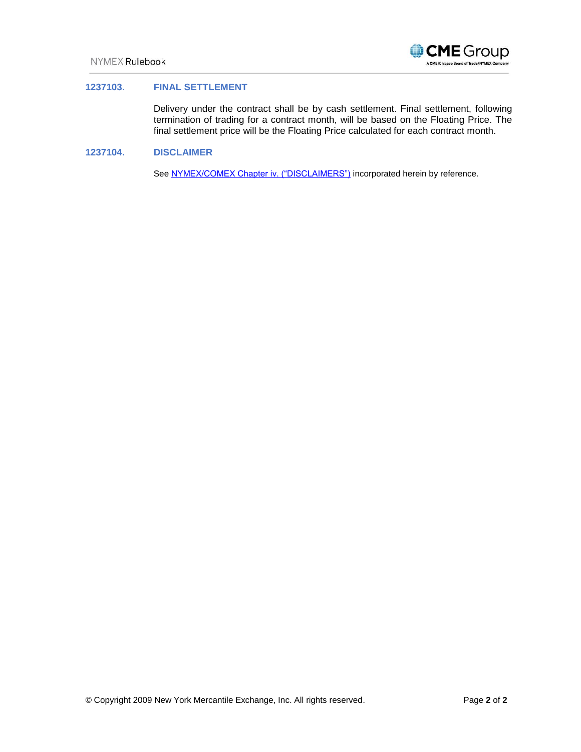## 1237103. FINAL SETTLEMENT

Delivery under the contract shall be by cash settlement. Final settlement, following termination of trading for a contract month, will be based on the Floating Price. The final settlement price will be the Floating Price calculated for each contract month.

## 1237104. DISCLAIMER

See NYMEX/COMEX Chapter iv. ("DISCLAIMERS") incorporated herein by reference.

© Copyright 2009 New York Mercantile Exchange, Inc. All rights reserved.